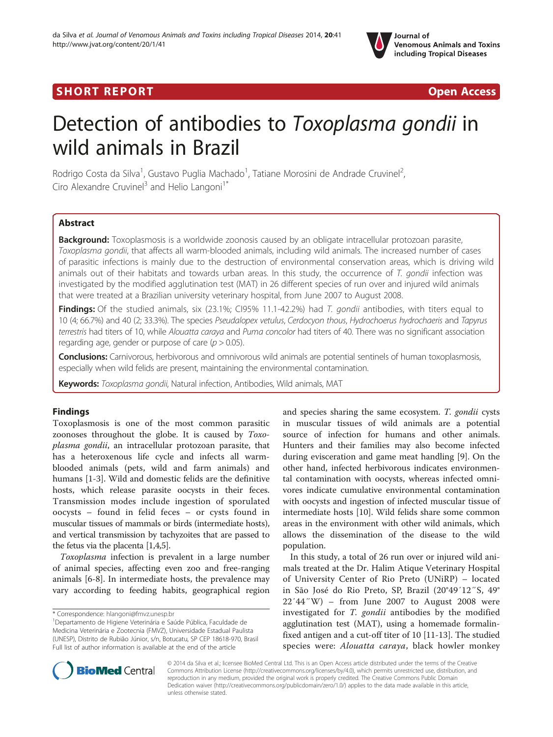**SHORT REPORT** **Open Access**

# Detection of antibodies to *Toxoplasma gondii* in wild animals in Brazil

Rodrigo Costa da Silva[1], Gustavo Puglia Machado[1], Tatiane Morosini de Andrade Cruvinel[2], Ciro Alexandre Cruvinel[3] and Helio Langoni[1*]

## Abstract

**Background:** Toxoplasmosis is a worldwide zoonosis caused by an obligate intracellular protozoan parasite, *Toxoplasma gondii*, that affects all warm-blooded animals, including wild animals. The increased number of cases of parasitic infections is mainly due to the destruction of environmental conservation areas, which is driving wild animals out of their habitats and towards urban areas. In this study, the occurrence of *T. gondii* infection was investigated by the modified agglutination test (MAT) in 26 different species of run over and injured wild animals that were treated at a Brazilian university veterinary hospital, from June 2007 to August 2008.

**Findings:** Of the studied animals, six (23.1%; CI95% 11.1-42.2%) had *T. gondii* antibodies, with titers equal to 10 (4; 66.7%) and 40 (2; 33.3%). The species *Pseudalopex vetulus*, *Cerdocyon thous*, *Hydrochoerus hydrochaeris* and *Tapyrus terrestris* had titers of 10, while *Alouatta caraya* and *Puma concolor* had titers of 40. There was no significant association regarding age, gender or purpose of care ($p > 0.05$).

**Conclusions:** Carnivorous, herbivorous and omnivorous wild animals are potential sentinels of human toxoplasmosis, especially when wild felids are present, maintaining the environmental contamination.

**Keywords:** *Toxoplasma gondii*, Natural infection, Antibodies, Wild animals, MAT

## Findings

Toxoplasmosis is one of the most common parasitic zoonoses throughout the globe. It is caused by *Toxoplasma gondii*, an intracellular protozoan parasite, that has a heteroxenous life cycle and infects all warm-blooded animals (pets, wild and farm animals) and humans [1-3]. Wild and domestic felids are the definitive hosts, which release parasite oocysts in their feces. Transmission modes include ingestion of sporulated oocysts – found in felid feces – or cysts found in muscular tissues of mammals or birds (intermediate hosts), and vertical transmission by tachyzoites that are passed to the fetus via the placenta [1,4,5].

*Toxoplasma* infection is prevalent in a large number of animal species, affecting even zoo and free-ranging animals [6-8]. In intermediate hosts, the prevalence may vary according to feeding habits, geographical region and species sharing the same ecosystem. *T. gondii* cysts in muscular tissues of wild animals are a potential source of infection for humans and other animals. Hunters and their families may also become infected during evisceration and game meat handling [9]. On the other hand, infected herbivorous indicates environmental contamination with oocysts, whereas infected omnivores indicate cumulative environmental contamination with oocysts and ingestion of infected muscular tissue of intermediate hosts [10]. Wild felids share some common areas in the environment with other wild animals, which allows the dissemination of the disease to the wild population.

In this study, a total of 26 run over or injured wild animals treated at the Dr. Halim Atique Veterinary Hospital of University Center of Rio Preto (UNiRP) – located in São José do Rio Preto, SP, Brazil (20°49′12″S, 49°22′44″W) – from June 2007 to August 2008 were investigated for *T. gondii* antibodies by the modified agglutination test (MAT), using a homemade formalin-fixed antigen and a cut-off titer of 10 [11-13]. The studied species were: *Alouatta caraya*, black howler monkey

\* Correspondence: hlangoni@fmvz.unesp.br
[1]Departamento de Higiene Veterinária e Saúde Pública, Faculdade de Medicina Veterinária e Zootecnia (FMVZ), Universidade Estadual Paulista (UNESP), Distrito de Rubião Júnior, s/n, Botucatu, SP CEP 18618-970, Brasil
Full list of author information is available at the end of the article

© 2014 da Silva et al.; licensee BioMed Central Ltd. This is an Open Access article distributed under the terms of the Creative Commons Attribution License (http://creativecommons.org/licenses/by/4.0), which permits unrestricted use, distribution, and reproduction in any medium, provided the original work is properly credited. The Creative Commons Public Domain Dedication waiver (http://creativecommons.org/publicdomain/zero/1.0/) applies to the data made available in this article, unless otherwise stated.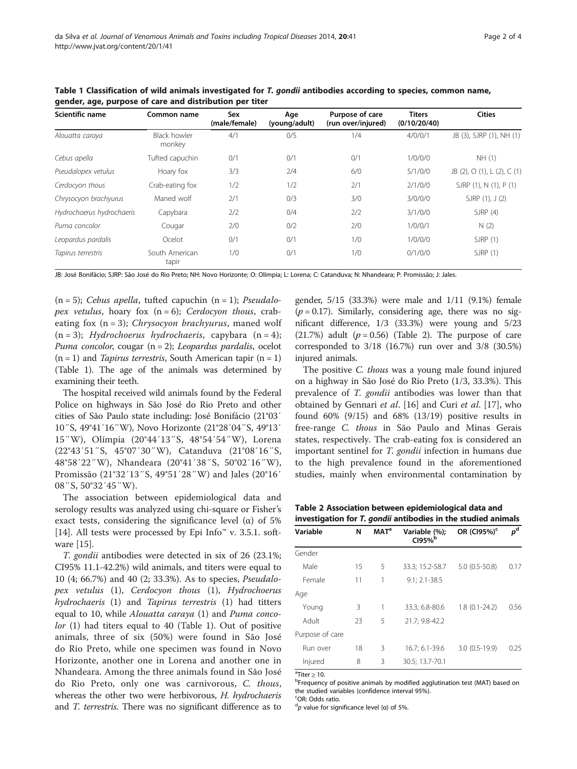**Table 1 Classification of wild animals investigated for *T. gondii* antibodies according to species, common name, gender, age, purpose of care and distribution per titer**

| Scientific name | Common name | Sex (male/female) | Age (young/adult) | Purpose of care (run over/injured) | Titers (0/10/20/40) | Cities |
|---|---|---|---|---|---|---|
| *Alouatta caraya* | Black howler monkey | 4/1 | 0/5 | 1/4 | 4/0/0/1 | JB (3), SJRP (1), NH (1) |
| *Cebus apella* | Tufted capuchin | 0/1 | 0/1 | 0/1 | 1/0/0/0 | NH (1) |
| *Pseudalopex vetulus* | Hoary fox | 3/3 | 2/4 | 6/0 | 5/1/0/0 | JB (2), O (1), L (2), C (1) |
| *Cerdocyon thous* | Crab-eating fox | 1/2 | 1/2 | 2/1 | 2/1/0/0 | SJRP (1), N (1), P (1) |
| *Chrysocyon brachyurus* | Maned wolf | 2/1 | 0/3 | 3/0 | 3/0/0/0 | SJRP (1), J (2) |
| *Hydrochoerus hydrochaeris* | Capybara | 2/2 | 0/4 | 2/2 | 3/1/0/0 | SJRP (4) |
| *Puma concolor* | Cougar | 2/0 | 0/2 | 2/0 | 1/0/0/1 | N (2) |
| *Leopardus pardalis* | Ocelot | 0/1 | 0/1 | 1/0 | 1/0/0/0 | SJRP (1) |
| *Tapirus terrestris* | South American tapir | 1/0 | 0/1 | 1/0 | 0/1/0/0 | SJRP (1) |

JB: José Bonifácio; SJRP: São José do Rio Preto; NH: Novo Horizonte; O: Olímpia; L: Lorena; C: Catanduva; N: Nhandeara; P: Promissão; J: Jales.

(n = 5); *Cebus apella*, tufted capuchin (n = 1); *Pseudalopex vetulus*, hoary fox (n = 6); *Cerdocyon thous*, crab-eating fox (n = 3); *Chrysocyon brachyurus*, maned wolf (n = 3); *Hydrochoerus hydrochaeris*, capybara (n = 4); *Puma concolor*, cougar (n = 2); *Leopardus pardalis*, ocelot (n = 1) and *Tapirus terrestris*, South American tapir (n = 1) (Table 1). The age of the animals was determined by examining their teeth.

The hospital received wild animals found by the Federal Police on highways in São José do Rio Preto and other cities of São Paulo state including: José Bonifácio (21°03′10″S, 49°41′16″W), Novo Horizonte (21°28′04″S, 49°13′15″W), Olímpia (20°44′13″S, 48°54′54″W), Lorena (22°43′51″S, 45°07′30″W), Catanduva (21°08′16″S, 48°58′22″W), Nhandeara (20°41′38″S, 50°02′16″W), Promissão (21°32′13″S, 49°51′28″W) and Jales (20°16′08″S, 50°32′45″W).

The association between epidemiological data and serology results was analyzed using chi-square or Fisher's exact tests, considering the significance level (α) of 5% [14]. All tests were processed by Epi Info™ v. 3.5.1. software [15].

*T. gondii* antibodies were detected in six of 26 (23.1%; CI95% 11.1-42.2%) wild animals, and titers were equal to 10 (4; 66.7%) and 40 (2; 33.3%). As to species, *Pseudalopex vetulus* (1), *Cerdocyon thous* (1), *Hydrochoerus hydrochaeris* (1) and *Tapirus terrestris* (1) had titters equal to 10, while *Alouatta caraya* (1) and *Puma concolor* (1) had titers equal to 40 (Table 1). Out of positive animals, three of six (50%) were found in São José do Rio Preto, while one specimen was found in Novo Horizonte, another one in Lorena and another one in Nhandeara. Among the three animals found in São José do Rio Preto, only one was carnivorous, *C. thous*, whereas the other two were herbivorous, *H. hydrochaeris* and *T. terrestris*. There was no significant difference as to gender, 5/15 (33.3%) were male and 1/11 (9.1%) female ($p = 0.17$). Similarly, considering age, there was no significant difference, 1/3 (33.3%) were young and 5/23 (21.7%) adult ($p = 0.56$) (Table 2). The purpose of care corresponded to 3/18 (16.7%) run over and 3/8 (30.5%) injured animals.

The positive *C. thous* was a young male found injured on a highway in São José do Rio Preto (1/3, 33.3%). This prevalence of *T. gondii* antibodies was lower than that obtained by Gennari *et al*. [16] and Curi *et al*. [17], who found 60% (9/15) and 68% (13/19) positive results in free-range *C. thous* in São Paulo and Minas Gerais states, respectively. The crab-eating fox is considered an important sentinel for *T. gondii* infection in humans due to the high prevalence found in the aforementioned studies, mainly when environmental contamination by

**Table 2 Association between epidemiological data and investigation for *T. gondii* antibodies in the studied animals**

| Variable | N | MAT[a] | Variable (%); CI95%[b] | OR (CI95%)[c] | p[d] |
|---|---|---|---|---|---|
| Gender | | | | | |
| Male | 15 | 5 | 33.3; 15.2-58.7 | 5.0 (0.5-50.8) | 0.17 |
| Female | 11 | 1 | 9.1; 2.1-38.5 | | |
| Age | | | | | |
| Young | 3 | 1 | 33.3; 6.8-80.6 | 1.8 (0.1-24.2) | 0.56 |
| Adult | 23 | 5 | 21.7; 9.8-42.2 | | |
| Purpose of care | | | | | |
| Run over | 18 | 3 | 16.7; 6.1-39.6 | 3.0 (0.5-19.9) | 0.25 |
| Injured | 8 | 3 | 30.5; 13.7-70.1 | | |

[a]Titer ≥ 10.
[b]Frequency of positive animals by modified agglutination test (MAT) based on the studied variables (confidence interval 95%).
[c]OR: Odds ratio.
[d]$p$ value for significance level (α) of 5%.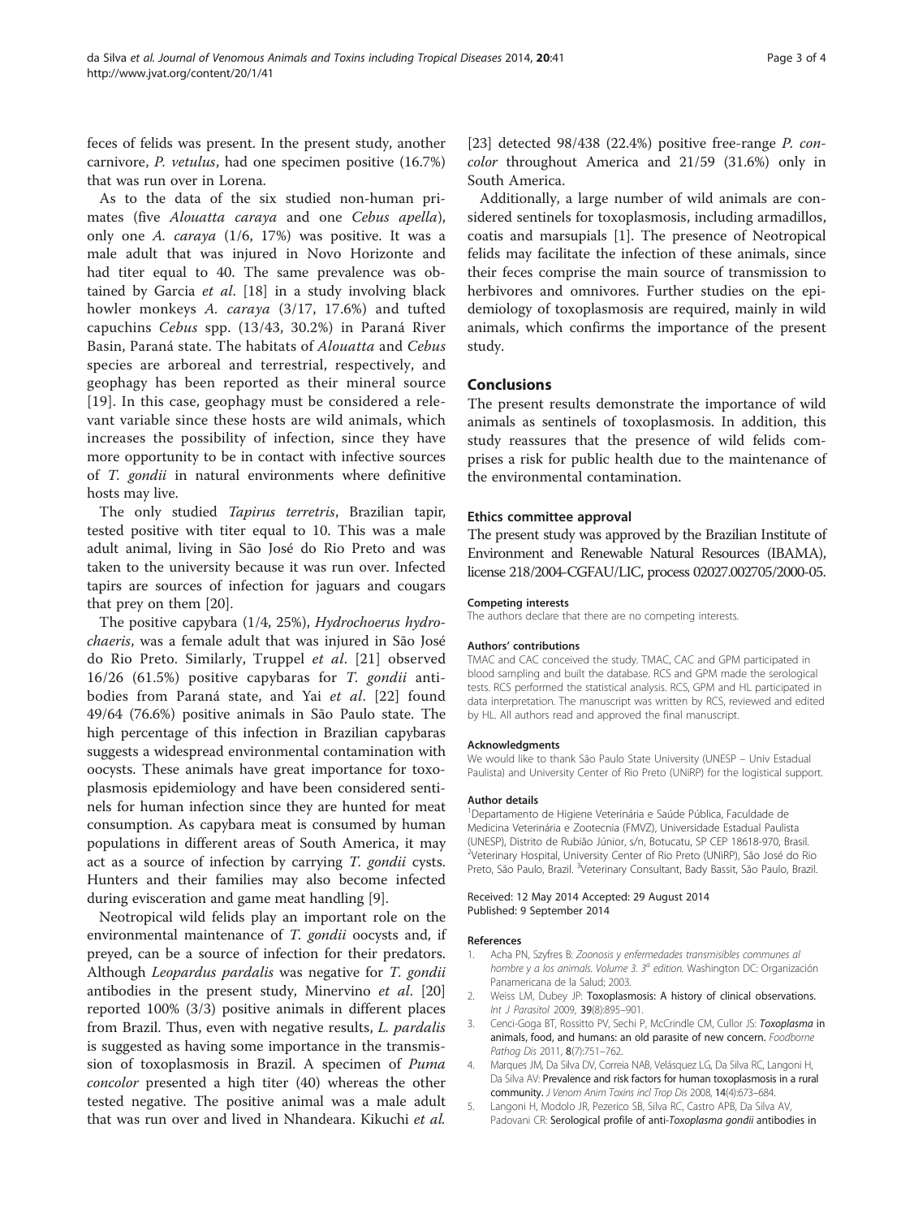feces of felids was present. In the present study, another carnivore, *P. vetulus*, had one specimen positive (16.7%) that was run over in Lorena.

As to the data of the six studied non-human primates (five *Alouatta caraya* and one *Cebus apella*), only one *A. caraya* (1/6, 17%) was positive. It was a male adult that was injured in Novo Horizonte and had titer equal to 40. The same prevalence was obtained by Garcia *et al*. [18] in a study involving black howler monkeys *A. caraya* (3/17, 17.6%) and tufted capuchins *Cebus* spp. (13/43, 30.2%) in Paraná River Basin, Paraná state. The habitats of *Alouatta* and *Cebus* species are arboreal and terrestrial, respectively, and geophagy has been reported as their mineral source [19]. In this case, geophagy must be considered a relevant variable since these hosts are wild animals, which increases the possibility of infection, since they have more opportunity to be in contact with infective sources of *T. gondii* in natural environments where definitive hosts may live.

The only studied *Tapirus terretris*, Brazilian tapir, tested positive with titer equal to 10. This was a male adult animal, living in São José do Rio Preto and was taken to the university because it was run over. Infected tapirs are sources of infection for jaguars and cougars that prey on them [20].

The positive capybara (1/4, 25%), *Hydrochoerus hydrochaeris*, was a female adult that was injured in São José do Rio Preto. Similarly, Truppel *et al*. [21] observed 16/26 (61.5%) positive capybaras for *T. gondii* antibodies from Paraná state, and Yai *et al*. [22] found 49/64 (76.6%) positive animals in São Paulo state. The high percentage of this infection in Brazilian capybaras suggests a widespread environmental contamination with oocysts. These animals have great importance for toxoplasmosis epidemiology and have been considered sentinels for human infection since they are hunted for meat consumption. As capybara meat is consumed by human populations in different areas of South America, it may act as a source of infection by carrying *T. gondii* cysts. Hunters and their families may also become infected during evisceration and game meat handling [9].

Neotropical wild felids play an important role on the environmental maintenance of *T. gondii* oocysts and, if preyed, can be a source of infection for their predators. Although *Leopardus pardalis* was negative for *T. gondii* antibodies in the present study, Minervino *et al*. [20] reported 100% (3/3) positive animals in different places from Brazil. Thus, even with negative results, *L. pardalis* is suggested as having some importance in the transmission of toxoplasmosis in Brazil. A specimen of *Puma concolor* presented a high titer (40) whereas the other tested negative. The positive animal was a male adult that was run over and lived in Nhandeara. Kikuchi *et al*. [23] detected 98/438 (22.4%) positive free-range *P. concolor* throughout America and 21/59 (31.6%) only in South America.

Additionally, a large number of wild animals are considered sentinels for toxoplasmosis, including armadillos, coatis and marsupials [1]. The presence of Neotropical felids may facilitate the infection of these animals, since their feces comprise the main source of transmission to herbivores and omnivores. Further studies on the epidemiology of toxoplasmosis are required, mainly in wild animals, which confirms the importance of the present study.

## Conclusions

The present results demonstrate the importance of wild animals as sentinels of toxoplasmosis. In addition, this study reassures that the presence of wild felids comprises a risk for public health due to the maintenance of the environmental contamination.

### Ethics committee approval

The present study was approved by the Brazilian Institute of Environment and Renewable Natural Resources (IBAMA), license 218/2004-CGFAU/LIC, process 02027.002705/2000-05.

#### Competing interests

The authors declare that there are no competing interests.

#### Authors' contributions

TMAC and CAC conceived the study. TMAC, CAC and GPM participated in blood sampling and built the database. RCS and GPM made the serological tests. RCS performed the statistical analysis. RCS, GPM and HL participated in data interpretation. The manuscript was written by RCS, reviewed and edited by HL. All authors read and approved the final manuscript.

#### Acknowledgments

We would like to thank São Paulo State University (UNESP – Univ Estadual Paulista) and University Center of Rio Preto (UNiRP) for the logistical support.

#### Author details

[1]Departamento de Higiene Veterinária e Saúde Pública, Faculdade de Medicina Veterinária e Zootecnia (FMVZ), Universidade Estadual Paulista (UNESP), Distrito de Rubião Júnior, s/n, Botucatu, SP CEP 18618-970, Brasil. [2]Veterinary Hospital, University Center of Rio Preto (UNiRP), São José do Rio Preto, São Paulo, Brazil. [3]Veterinary Consultant, Bady Bassit, São Paulo, Brazil.

Received: 12 May 2014 Accepted: 29 August 2014
Published: 9 September 2014

#### References

1. Acha PN, Szyfres B: *Zoonosis y enfermedades transmisibles communes al hombre y a los animals. Volume 3. 3ª edition.* Washington DC: Organización Panamericana de la Salud; 2003.
2. Weiss LM, Dubey JP: **Toxoplasmosis: A history of clinical observations.** *Int J Parasitol* 2009, **39**(8):895–901.
3. Cenci-Goga BT, Rossitto PV, Sechi P, McCrindle CM, Cullor JS: ***Toxoplasma* in animals, food, and humans: an old parasite of new concern.** *Foodborne Pathog Dis* 2011, **8**(7):751–762.
4. Marques JM, Da Silva DV, Correia NAB, Velásquez LG, Da Silva RC, Langoni H, Da Silva AV: **Prevalence and risk factors for human toxoplasmosis in a rural community.** *J Venom Anim Toxins incl Trop Dis* 2008, **14**(4):673–684.
5. Langoni H, Modolo JR, Pezerico SB, Silva RC, Castro APB, Da Silva AV, Padovani CR: **Serological profile of anti-*Toxoplasma gondii* antibodies in**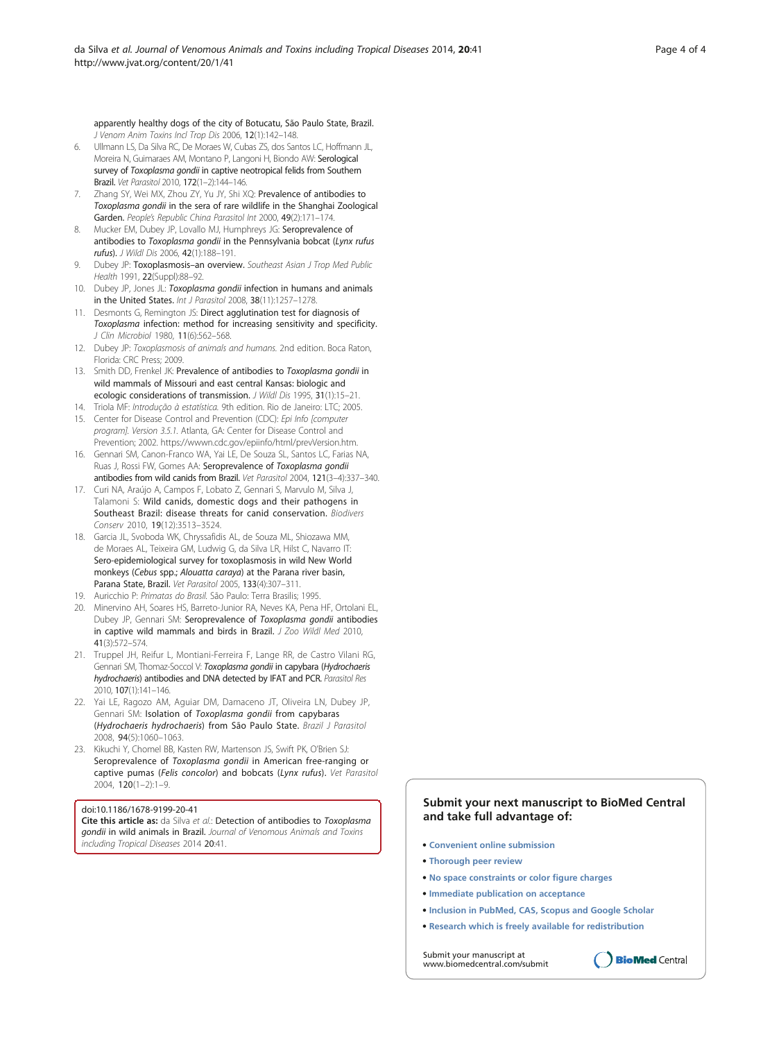apparently healthy dogs of the city of Botucatu, São Paulo State, Brazil. *J Venom Anim Toxins Incl Trop Dis* 2006, **12**(1):142–148.

6. Ullmann LS, Da Silva RC, De Moraes W, Cubas ZS, dos Santos LC, Hoffmann JL, Moreira N, Guimaraes AM, Montano P, Langoni H, Biondo AW: **Serological survey of *Toxoplasma gondii* in captive neotropical felids from Southern Brazil.** *Vet Parasitol* 2010, **172**(1–2):144–146.
7. Zhang SY, Wei MX, Zhou ZY, Yu JY, Shi XQ: **Prevalence of antibodies to *Toxoplasma gondii* in the sera of rare wildlife in the Shanghai Zoological Garden.** *People's Republic China Parasitol Int* 2000, **49**(2):171–174.
8. Mucker EM, Dubey JP, Lovallo MJ, Humphreys JG: **Seroprevalence of antibodies to *Toxoplasma gondii* in the Pennsylvania bobcat (*Lynx rufus rufus*).** *J Wildl Dis* 2006, **42**(1):188–191.
9. Dubey JP: **Toxoplasmosis–an overview.** *Southeast Asian J Trop Med Public Health* 1991, **22**(Suppl):88–92.
10. Dubey JP, Jones JL: ***Toxoplasma gondii* infection in humans and animals in the United States.** *Int J Parasitol* 2008, **38**(11):1257–1278.
11. Desmonts G, Remington JS: **Direct agglutination test for diagnosis of *Toxoplasma* infection: method for increasing sensitivity and specificity.** *J Clin Microbiol* 1980, **11**(6):562–568.
12. Dubey JP: *Toxoplasmosis of animals and humans.* 2nd edition. Boca Raton, Florida: CRC Press; 2009.
13. Smith DD, Frenkel JK: **Prevalence of antibodies to *Toxoplasma gondii* in wild mammals of Missouri and east central Kansas: biologic and ecologic considerations of transmission.** *J Wildl Dis* 1995, **31**(1):15–21.
14. Triola MF: *Introdução à estatística.* 9th edition. Rio de Janeiro: LTC; 2005.
15. Center for Disease Control and Prevention (CDC): *Epi Info [computer program]. Version 3.5.1.* Atlanta, GA: Center for Disease Control and Prevention; 2002. https://wwwn.cdc.gov/epiinfo/html/prevVersion.htm.
16. Gennari SM, Canon-Franco WA, Yai LE, De Souza SL, Santos LC, Farias NA, Ruas J, Rossi FW, Gomes AA: **Seroprevalence of *Toxoplasma gondii* antibodies from wild canids from Brazil.** *Vet Parasitol* 2004, **121**(3–4):337–340.
17. Curi NA, Araújo A, Campos F, Lobato Z, Gennari S, Marvulo M, Silva J, Talamoni S: **Wild canids, domestic dogs and their pathogens in Southeast Brazil: disease threats for canid conservation.** *Biodivers Conserv* 2010, **19**(12):3513–3524.
18. Garcia JL, Svoboda WK, Chryssafidis AL, de Souza ML, Shiozawa MM, de Moraes AL, Teixeira GM, Ludwig G, da Silva LR, Hilst C, Navarro IT: **Sero-epidemiological survey for toxoplasmosis in wild New World monkeys (*Cebus* spp.; *Alouatta caraya*) at the Parana river basin, Parana State, Brazil.** *Vet Parasitol* 2005, **133**(4):307–311.
19. Auricchio P: *Primatas do Brasil.* São Paulo: Terra Brasilis; 1995.
20. Minervino AH, Soares HS, Barreto-Junior RA, Neves KA, Pena HF, Ortolani EL, Dubey JP, Gennari SM: **Seroprevalence of *Toxoplasma gondii* antibodies in captive wild mammals and birds in Brazil.** *J Zoo Wildl Med* 2010, **41**(3):572–574.
21. Truppel JH, Reifur L, Montiani-Ferreira F, Lange RR, de Castro Vilani RG, Gennari SM, Thomaz-Soccol V: ***Toxoplasma gondii* in capybara (*Hydrochaeris hydrochaeris*) antibodies and DNA detected by IFAT and PCR.** *Parasitol Res* 2010, **107**(1):141–146.
22. Yai LE, Ragozo AM, Aguiar DM, Damaceno JT, Oliveira LN, Dubey JP, Gennari SM: **Isolation of *Toxoplasma gondii* from capybaras (*Hydrochaeris hydrochaeris*) from São Paulo State.** *Brazil J Parasitol* 2008, **94**(5):1060–1063.
23. Kikuchi Y, Chomel BB, Kasten RW, Martenson JS, Swift PK, O'Brien SJ: **Seroprevalence of *Toxoplasma gondii* in American free-ranging or captive pumas (*Felis concolor*) and bobcats (*Lynx rufus*).** *Vet Parasitol* 2004, **120**(1–2):1–9.

doi:10.1186/1678-9199-20-41

**Cite this article as:** da Silva *et al.*: Detection of antibodies to *Toxoplasma gondii* in wild animals in Brazil. *Journal of Venomous Animals and Toxins including Tropical Diseases* 2014 **20**:41.

**Submit your next manuscript to BioMed Central and take full advantage of:**

- **Convenient online submission**
- **Thorough peer review**
- **No space constraints or color figure charges**
- **Immediate publication on acceptance**
- **Inclusion in PubMed, CAS, Scopus and Google Scholar**
- **Research which is freely available for redistribution**

Submit your manuscript at www.biomedcentral.com/submit

BioMed Central